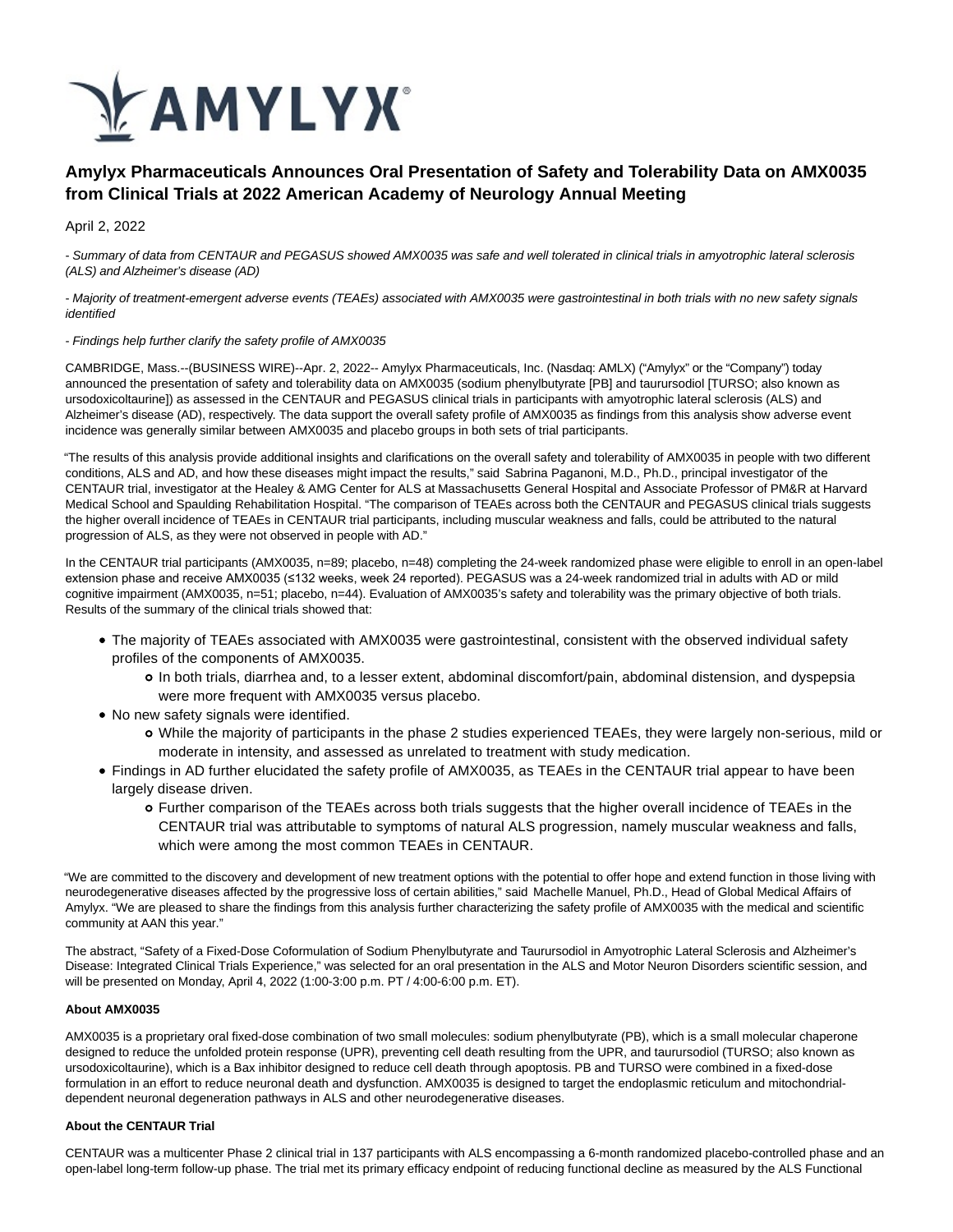AMYLYX®

# Amylyx Pharmaceuticals Announces Oral Presentation of Safety and Tolerability Data on AMX0035 from Clinical Trials at 2022 American Academy of Neurology Annual Meeting

April 2, 2022

*- Summary of data from CENTAUR and PEGASUS showed AMX0035 was safe and well tolerated in clinical trials in amyotrophic lateral sclerosis (ALS) and Alzheimer's disease (AD)*

*- Majority of treatment-emergent adverse events (TEAEs) associated with AMX0035 were gastrointestinal in both trials with no new safety signals identified*

*- Findings help further clarify the safety profile of AMX0035*

CAMBRIDGE, Mass.--(BUSINESS WIRE)--Apr. 2, 2022-- Amylyx Pharmaceuticals, Inc. (Nasdaq: AMLX) ("Amylyx" or the "Company") today announced the presentation of safety and tolerability data on AMX0035 (sodium phenylbutyrate [PB] and taurursodiol [TURSO; also known as ursodoxicoltaurine]) as assessed in the CENTAUR and PEGASUS clinical trials in participants with amyotrophic lateral sclerosis (ALS) and Alzheimer's disease (AD), respectively. The data support the overall safety profile of AMX0035 as findings from this analysis show adverse event incidence was generally similar between AMX0035 and placebo groups in both sets of trial participants.

"The results of this analysis provide additional insights and clarifications on the overall safety and tolerability of AMX0035 in people with two different conditions, ALS and AD, and how these diseases might impact the results," said Sabrina Paganoni, M.D., Ph.D., principal investigator of the CENTAUR trial, investigator at the Healey & AMG Center for ALS at Massachusetts General Hospital and Associate Professor of PM&R at Harvard Medical School and Spaulding Rehabilitation Hospital. "The comparison of TEAEs across both the CENTAUR and PEGASUS clinical trials suggests the higher overall incidence of TEAEs in CENTAUR trial participants, including muscular weakness and falls, could be attributed to the natural progression of ALS, as they were not observed in people with AD."

In the CENTAUR trial participants (AMX0035, n=89; placebo, n=48) completing the 24-week randomized phase were eligible to enroll in an open-label extension phase and receive AMX0035 (≤132 weeks, week 24 reported). PEGASUS was a 24-week randomized trial in adults with AD or mild cognitive impairment (AMX0035, n=51; placebo, n=44). Evaluation of AMX0035's safety and tolerability was the primary objective of both trials. Results of the summary of the clinical trials showed that:

- The majority of TEAEs associated with AMX0035 were gastrointestinal, consistent with the observed individual safety profiles of the components of AMX0035.
  - In both trials, diarrhea and, to a lesser extent, abdominal discomfort/pain, abdominal distension, and dyspepsia were more frequent with AMX0035 versus placebo.
- No new safety signals were identified.
  - While the majority of participants in the phase 2 studies experienced TEAEs, they were largely non-serious, mild or moderate in intensity, and assessed as unrelated to treatment with study medication.
- Findings in AD further elucidated the safety profile of AMX0035, as TEAEs in the CENTAUR trial appear to have been largely disease driven.
  - Further comparison of the TEAEs across both trials suggests that the higher overall incidence of TEAEs in the CENTAUR trial was attributable to symptoms of natural ALS progression, namely muscular weakness and falls, which were among the most common TEAEs in CENTAUR.

"We are committed to the discovery and development of new treatment options with the potential to offer hope and extend function in those living with neurodegenerative diseases affected by the progressive loss of certain abilities," said Machelle Manuel, Ph.D., Head of Global Medical Affairs of Amylyx. "We are pleased to share the findings from this analysis further characterizing the safety profile of AMX0035 with the medical and scientific community at AAN this year."

The abstract, "Safety of a Fixed-Dose Coformulation of Sodium Phenylbutyrate and Taurursodiol in Amyotrophic Lateral Sclerosis and Alzheimer's Disease: Integrated Clinical Trials Experience," was selected for an oral presentation in the ALS and Motor Neuron Disorders scientific session, and will be presented on Monday, April 4, 2022 (1:00-3:00 p.m. PT / 4:00-6:00 p.m. ET).

**About AMX0035**

AMX0035 is a proprietary oral fixed-dose combination of two small molecules: sodium phenylbutyrate (PB), which is a small molecular chaperone designed to reduce the unfolded protein response (UPR), preventing cell death resulting from the UPR, and taurursodiol (TURSO; also known as ursodoxicoltaurine), which is a Bax inhibitor designed to reduce cell death through apoptosis. PB and TURSO were combined in a fixed-dose formulation in an effort to reduce neuronal death and dysfunction. AMX0035 is designed to target the endoplasmic reticulum and mitochondrial-dependent neuronal degeneration pathways in ALS and other neurodegenerative diseases.

**About the CENTAUR Trial**

CENTAUR was a multicenter Phase 2 clinical trial in 137 participants with ALS encompassing a 6-month randomized placebo-controlled phase and an open-label long-term follow-up phase. The trial met its primary efficacy endpoint of reducing functional decline as measured by the ALS Functional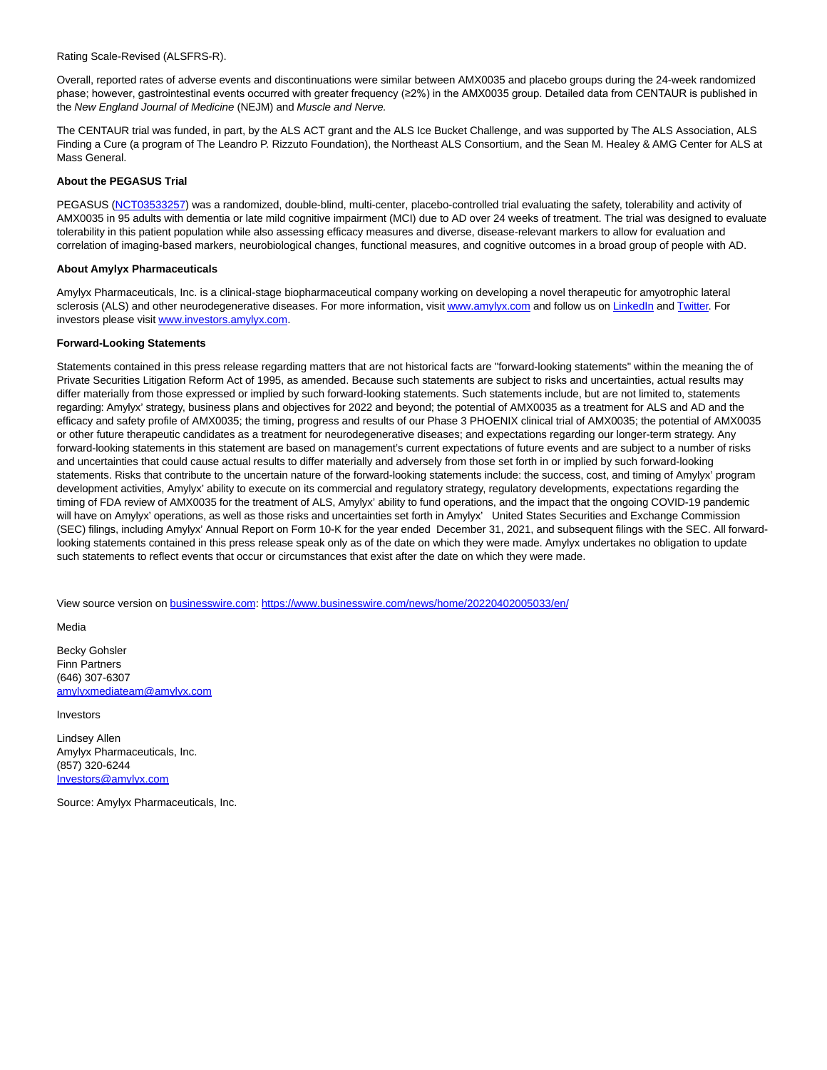Rating Scale-Revised (ALSFRS-R).

Overall, reported rates of adverse events and discontinuations were similar between AMX0035 and placebo groups during the 24-week randomized phase; however, gastrointestinal events occurred with greater frequency (≥2%) in the AMX0035 group. Detailed data from CENTAUR is published in the *New England Journal of Medicine* (NEJM) and *Muscle and Nerve.*

The CENTAUR trial was funded, in part, by the ALS ACT grant and the ALS Ice Bucket Challenge, and was supported by The ALS Association, ALS Finding a Cure (a program of The Leandro P. Rizzuto Foundation), the Northeast ALS Consortium, and the Sean M. Healey & AMG Center for ALS at Mass General.

**About the PEGASUS Trial**

PEGASUS (NCT03533257) was a randomized, double-blind, multi-center, placebo-controlled trial evaluating the safety, tolerability and activity of AMX0035 in 95 adults with dementia or late mild cognitive impairment (MCI) due to AD over 24 weeks of treatment. The trial was designed to evaluate tolerability in this patient population while also assessing efficacy measures and diverse, disease-relevant markers to allow for evaluation and correlation of imaging-based markers, neurobiological changes, functional measures, and cognitive outcomes in a broad group of people with AD.

**About Amylyx Pharmaceuticals**

Amylyx Pharmaceuticals, Inc. is a clinical-stage biopharmaceutical company working on developing a novel therapeutic for amyotrophic lateral sclerosis (ALS) and other neurodegenerative diseases. For more information, visit www.amylyx.com and follow us on LinkedIn and Twitter. For investors please visit www.investors.amylyx.com.

**Forward-Looking Statements**

Statements contained in this press release regarding matters that are not historical facts are "forward-looking statements" within the meaning the of Private Securities Litigation Reform Act of 1995, as amended. Because such statements are subject to risks and uncertainties, actual results may differ materially from those expressed or implied by such forward-looking statements. Such statements include, but are not limited to, statements regarding: Amylyx' strategy, business plans and objectives for 2022 and beyond; the potential of AMX0035 as a treatment for ALS and AD and the efficacy and safety profile of AMX0035; the timing, progress and results of our Phase 3 PHOENIX clinical trial of AMX0035; the potential of AMX0035 or other future therapeutic candidates as a treatment for neurodegenerative diseases; and expectations regarding our longer-term strategy. Any forward-looking statements in this statement are based on management's current expectations of future events and are subject to a number of risks and uncertainties that could cause actual results to differ materially and adversely from those set forth in or implied by such forward-looking statements. Risks that contribute to the uncertain nature of the forward-looking statements include: the success, cost, and timing of Amylyx' program development activities, Amylyx' ability to execute on its commercial and regulatory strategy, regulatory developments, expectations regarding the timing of FDA review of AMX0035 for the treatment of ALS, Amylyx' ability to fund operations, and the impact that the ongoing COVID-19 pandemic will have on Amylyx' operations, as well as those risks and uncertainties set forth in Amylyx' United States Securities and Exchange Commission (SEC) filings, including Amylyx' Annual Report on Form 10-K for the year ended December 31, 2021, and subsequent filings with the SEC. All forward-looking statements contained in this press release speak only as of the date on which they were made. Amylyx undertakes no obligation to update such statements to reflect events that occur or circumstances that exist after the date on which they were made.

View source version on businesswire.com: https://www.businesswire.com/news/home/20220402005033/en/

Media

Becky Gohsler
Finn Partners
(646) 307-6307
amylyxmediateam@amylyx.com

Investors

Lindsey Allen
Amylyx Pharmaceuticals, Inc.
(857) 320-6244
Investors@amylyx.com

Source: Amylyx Pharmaceuticals, Inc.